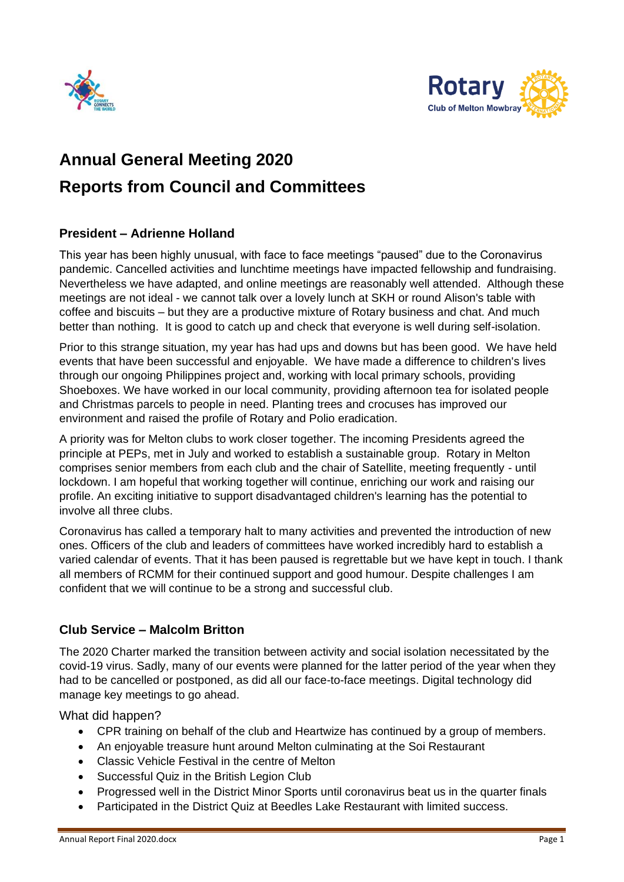# Annual General Meeting 2020

# Reports from Council and Committees

### President – Adrienne Holland

This year has been highly unusual, with face to face meetings "paused" due to the Coronavirus pandemic. Cancelled activities and lunchtime meetings have impacted fellowship and fundraising. Nevertheless we have adapted, and online meetings are reasonably well attended. Although these meetings are not ideal - we cannot talk over a lovely lunch at SKH or round Alison's table with coffee and biscuits – but they are a productive mixture of Rotary business and chat. And much better than nothing. It is good to catch up and check that everyone is well during self-isolation.

Prior to this strange situation, my year has had ups and downs but has been good. We have held events that have been successful and enjoyable. We have made a difference to children's lives through our ongoing Philippines project and, working with local primary schools, providing Shoeboxes. We have worked in our local community, providing afternoon tea for isolated people and Christmas parcels to people in need. Planting trees and crocuses has improved our environment and raised the profile of Rotary and Polio eradication.

A priority was for Melton clubs to work closer together. The incoming Presidents agreed the principle at PEPs, met in July and worked to establish a sustainable group. Rotary in Melton comprises senior members from each club and the chair of Satellite, meeting frequently - until lockdown. I am hopeful that working together will continue, enriching our work and raising our profile. An exciting initiative to support disadvantaged children's learning has the potential to involve all three clubs.

Coronavirus has called a temporary halt to many activities and prevented the introduction of new ones. Officers of the club and leaders of committees have worked incredibly hard to establish a varied calendar of events. That it has been paused is regrettable but we have kept in touch. I thank all members of RCMM for their continued support and good humour. Despite challenges I am confident that we will continue to be a strong and successful club.

### Club Service – Malcolm Britton

The 2020 Charter marked the transition between activity and social isolation necessitated by the covid-19 virus. Sadly, many of our events were planned for the latter period of the year when they had to be cancelled or postponed, as did all our face-to-face meetings. Digital technology did manage key meetings to go ahead.

What did happen?

- CPR training on behalf of the club and Heartwize has continued by a group of members.
- An enjoyable treasure hunt around Melton culminating at the Soi Restaurant
- Classic Vehicle Festival in the centre of Melton
- Successful Quiz in the British Legion Club
- Progressed well in the District Minor Sports until coronavirus beat us in the quarter finals
- Participated in the District Quiz at Beedles Lake Restaurant with limited success.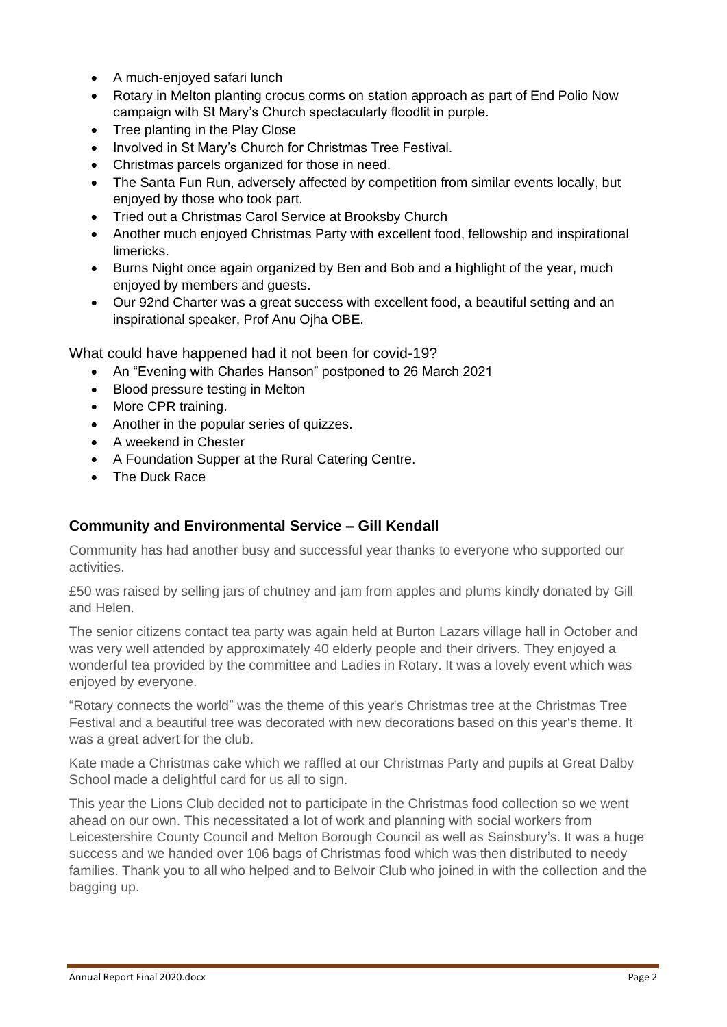- A much-enjoyed safari lunch
- Rotary in Melton planting crocus corms on station approach as part of End Polio Now campaign with St Mary's Church spectacularly floodlit in purple.
- Tree planting in the Play Close
- Involved in St Mary's Church for Christmas Tree Festival.
- Christmas parcels organized for those in need.
- The Santa Fun Run, adversely affected by competition from similar events locally, but enjoyed by those who took part.
- Tried out a Christmas Carol Service at Brooksby Church
- Another much enjoyed Christmas Party with excellent food, fellowship and inspirational limericks.
- Burns Night once again organized by Ben and Bob and a highlight of the year, much enjoyed by members and guests.
- Our 92nd Charter was a great success with excellent food, a beautiful setting and an inspirational speaker, Prof Anu Ojha OBE.

What could have happened had it not been for covid-19?

- An "Evening with Charles Hanson" postponed to 26 March 2021
- Blood pressure testing in Melton
- More CPR training.
- Another in the popular series of quizzes.
- A weekend in Chester
- A Foundation Supper at the Rural Catering Centre.
- The Duck Race

## Community and Environmental Service – Gill Kendall

Community has had another busy and successful year thanks to everyone who supported our activities.

£50 was raised by selling jars of chutney and jam from apples and plums kindly donated by Gill and Helen.

The senior citizens contact tea party was again held at Burton Lazars village hall in October and was very well attended by approximately 40 elderly people and their drivers. They enjoyed a wonderful tea provided by the committee and Ladies in Rotary. It was a lovely event which was enjoyed by everyone.

"Rotary connects the world" was the theme of this year's Christmas tree at the Christmas Tree Festival and a beautiful tree was decorated with new decorations based on this year's theme. It was a great advert for the club.

Kate made a Christmas cake which we raffled at our Christmas Party and pupils at Great Dalby School made a delightful card for us all to sign.

This year the Lions Club decided not to participate in the Christmas food collection so we went ahead on our own. This necessitated a lot of work and planning with social workers from Leicestershire County Council and Melton Borough Council as well as Sainsbury's. It was a huge success and we handed over 106 bags of Christmas food which was then distributed to needy families. Thank you to all who helped and to Belvoir Club who joined in with the collection and the bagging up.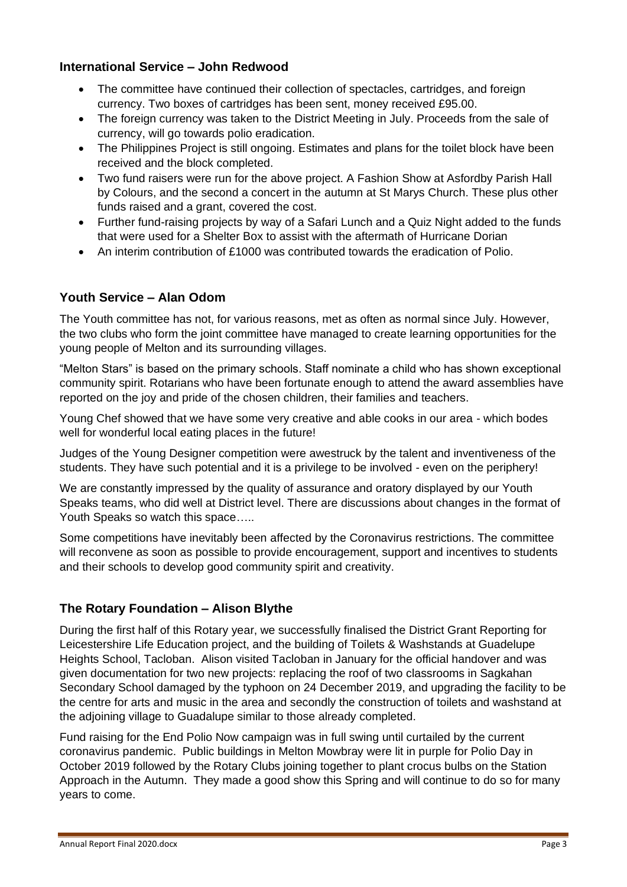## International Service – John Redwood

- The committee have continued their collection of spectacles, cartridges, and foreign currency. Two boxes of cartridges has been sent, money received £95.00.
- The foreign currency was taken to the District Meeting in July. Proceeds from the sale of currency, will go towards polio eradication.
- The Philippines Project is still ongoing. Estimates and plans for the toilet block have been received and the block completed.
- Two fund raisers were run for the above project. A Fashion Show at Asfordby Parish Hall by Colours, and the second a concert in the autumn at St Marys Church. These plus other funds raised and a grant, covered the cost.
- Further fund-raising projects by way of a Safari Lunch and a Quiz Night added to the funds that were used for a Shelter Box to assist with the aftermath of Hurricane Dorian
- An interim contribution of £1000 was contributed towards the eradication of Polio.

## Youth Service – Alan Odom

The Youth committee has not, for various reasons, met as often as normal since July. However, the two clubs who form the joint committee have managed to create learning opportunities for the young people of Melton and its surrounding villages.

"Melton Stars" is based on the primary schools. Staff nominate a child who has shown exceptional community spirit. Rotarians who have been fortunate enough to attend the award assemblies have reported on the joy and pride of the chosen children, their families and teachers.

Young Chef showed that we have some very creative and able cooks in our area - which bodes well for wonderful local eating places in the future!

Judges of the Young Designer competition were awestruck by the talent and inventiveness of the students. They have such potential and it is a privilege to be involved - even on the periphery!

We are constantly impressed by the quality of assurance and oratory displayed by our Youth Speaks teams, who did well at District level. There are discussions about changes in the format of Youth Speaks so watch this space…..

Some competitions have inevitably been affected by the Coronavirus restrictions. The committee will reconvene as soon as possible to provide encouragement, support and incentives to students and their schools to develop good community spirit and creativity.

## The Rotary Foundation – Alison Blythe

During the first half of this Rotary year, we successfully finalised the District Grant Reporting for Leicestershire Life Education project, and the building of Toilets & Washstands at Guadelupe Heights School, Tacloban. Alison visited Tacloban in January for the official handover and was given documentation for two new projects: replacing the roof of two classrooms in Sagkahan Secondary School damaged by the typhoon on 24 December 2019, and upgrading the facility to be the centre for arts and music in the area and secondly the construction of toilets and washstand at the adjoining village to Guadalupe similar to those already completed.

Fund raising for the End Polio Now campaign was in full swing until curtailed by the current coronavirus pandemic. Public buildings in Melton Mowbray were lit in purple for Polio Day in October 2019 followed by the Rotary Clubs joining together to plant crocus bulbs on the Station Approach in the Autumn. They made a good show this Spring and will continue to do so for many years to come.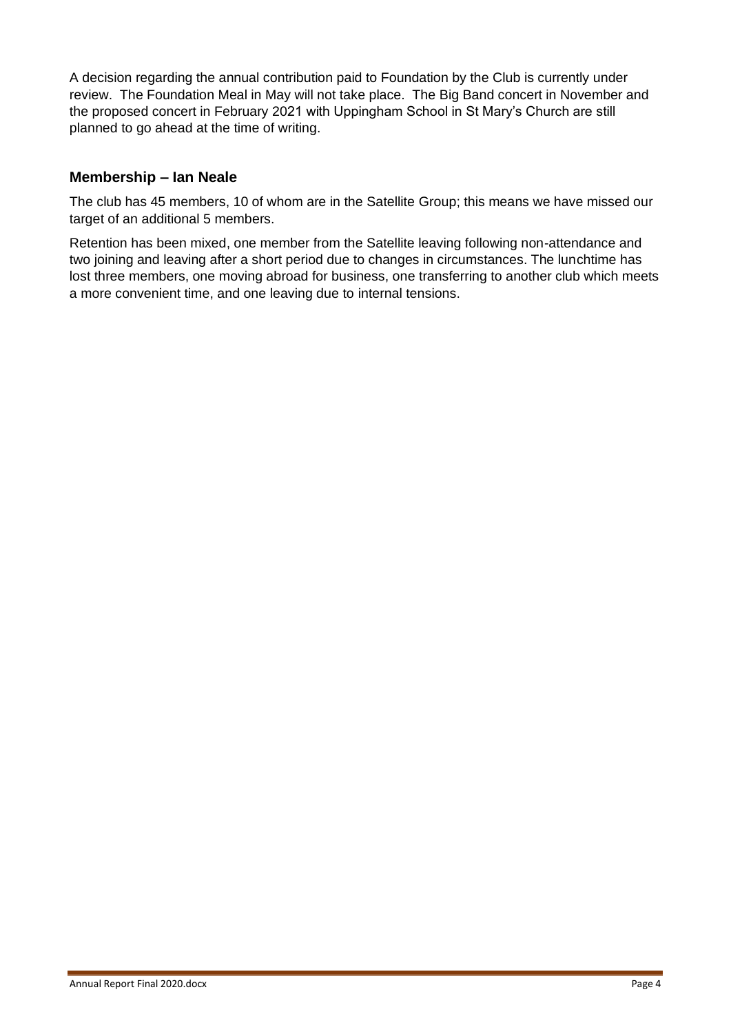A decision regarding the annual contribution paid to Foundation by the Club is currently under review. The Foundation Meal in May will not take place. The Big Band concert in November and the proposed concert in February 2021 with Uppingham School in St Mary's Church are still planned to go ahead at the time of writing.

## Membership – Ian Neale

The club has 45 members, 10 of whom are in the Satellite Group; this means we have missed our target of an additional 5 members.

Retention has been mixed, one member from the Satellite leaving following non-attendance and two joining and leaving after a short period due to changes in circumstances. The lunchtime has lost three members, one moving abroad for business, one transferring to another club which meets a more convenient time, and one leaving due to internal tensions.